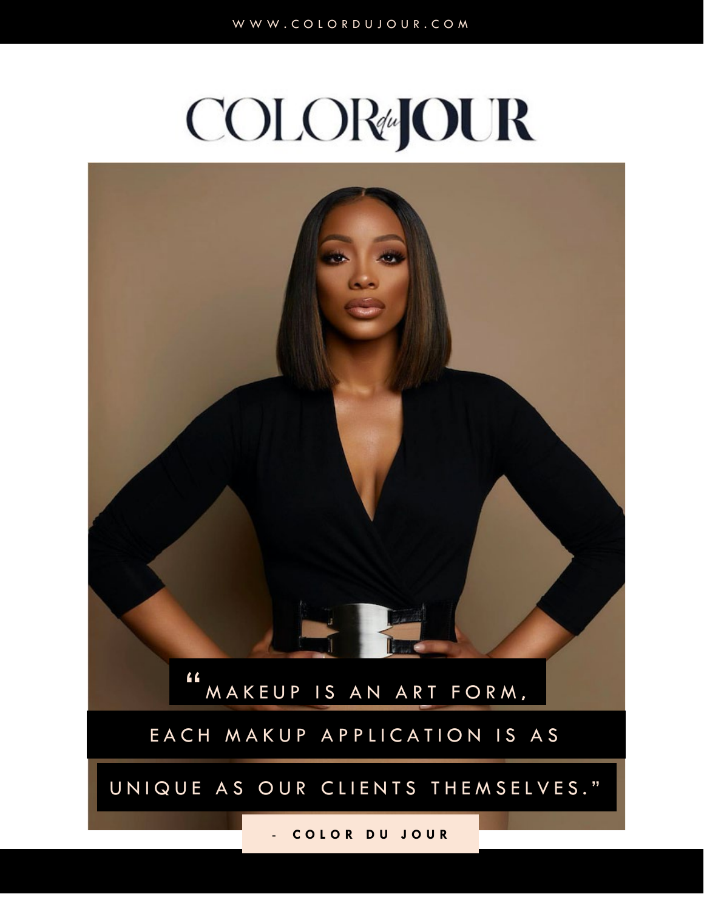WWW.COLORDUJOUR.COM

# COLOR du JOUR

"MAKEUP IS AN ART FORM, EACH MAKUP APPLICATION IS AS UNIQUE AS OUR CLIENTS THEMSELVES."

- COLOR DU JOUR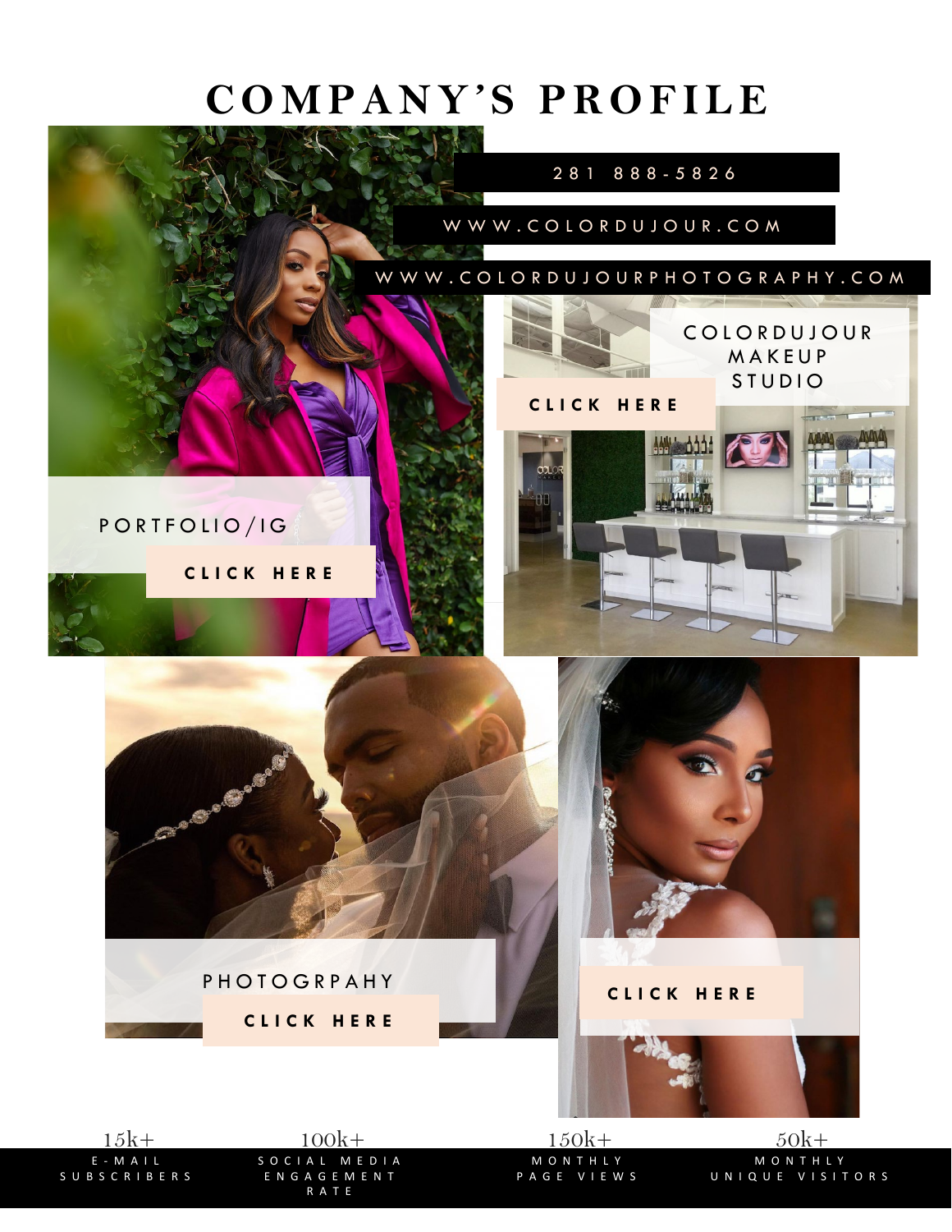# COMPANY'S PROFILE

281 888-5826

WWW.COLORDUJOUR.COM

WWW.COLORDUJOURPHOTOGRAPHY.COM

COLORDUJOUR MAKEUP STUDIO

**CLICK HERE**

PORTFOLIO/IG

**CLICK HERE**

PHOTOGRPAHY

**CLICK HERE**

**CLICK HERE**

| 15k+ | 100k+ | 150k+ | 50k+ |
| --- | --- | --- | --- |
| E-MAIL SUBSCRIBERS | SOCIAL MEDIA ENGAGEMENT RATE | MONTHLY PAGE VIEWS | MONTHLY UNIQUE VISITORS |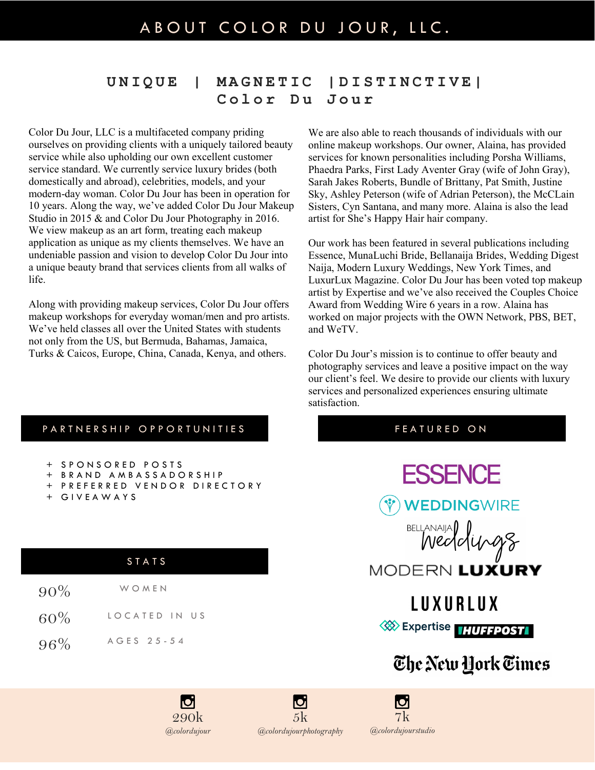# ABOUT COLOR DU JOUR, LLC.

## UNIQUE | MAGNETIC |DISTINCTIVE| Color Du Jour

Color Du Jour, LLC is a multifaceted company priding ourselves on providing clients with a uniquely tailored beauty service while also upholding our own excellent customer service standard. We currently service luxury brides (both domestically and abroad), celebrities, models, and your modern-day woman. Color Du Jour has been in operation for 10 years. Along the way, we've added Color Du Jour Makeup Studio in 2015 & and Color Du Jour Photography in 2016. We view makeup as an art form, treating each makeup application as unique as my clients themselves. We have an undeniable passion and vision to develop Color Du Jour into a unique beauty brand that services clients from all walks of life.

Along with providing makeup services, Color Du Jour offers makeup workshops for everyday woman/men and pro artists. We've held classes all over the United States with students not only from the US, but Bermuda, Bahamas, Jamaica, Turks & Caicos, Europe, China, Canada, Kenya, and others.

We are also able to reach thousands of individuals with our online makeup workshops. Our owner, Alaina, has provided services for known personalities including Porsha Williams, Phaedra Parks, First Lady Aventer Gray (wife of John Gray), Sarah Jakes Roberts, Bundle of Brittany, Pat Smith, Justine Sky, Ashley Peterson (wife of Adrian Peterson), the McClain Sisters, Cyn Santana, and many more. Alaina is also the lead artist for She's Happy Hair hair company.

Our work has been featured in several publications including Essence, MunaLuchi Bride, Bellanaija Brides, Wedding Digest Naija, Modern Luxury Weddings, New York Times, and LuxurLux Magazine. Color Du Jour has been voted top makeup artist by Expertise and we've also received the Couples Choice Award from Wedding Wire 6 years in a row. Alaina has worked on major projects with the OWN Network, PBS, BET, and WeTV.

Color Du Jour's mission is to continue to offer beauty and photography services and leave a positive impact on the way our client's feel. We desire to provide our clients with luxury services and personalized experiences ensuring ultimate satisfaction.

## PARTNERSHIP OPPORTUNITIES

+ SPONSORED POSTS
+ BRAND AMBASSADORSHIP
+ PREFERRED VENDOR DIRECTORY
+ GIVEAWAYS

## STATS

| | |
|---|---|
| 90% | WOMEN |
| 60% | LOCATED IN US |
| 96% | AGES 25-54 |

## FEATURED ON

ESSENCE
WEDDINGWIRE
BELLANAIJA Weddings
MODERN LUXURY
LUXURLUX
Expertise
HUFFPOST
The New York Times

290k *@colordujour*

5k *@colordujourphotography*

7k *@colordujourstudio*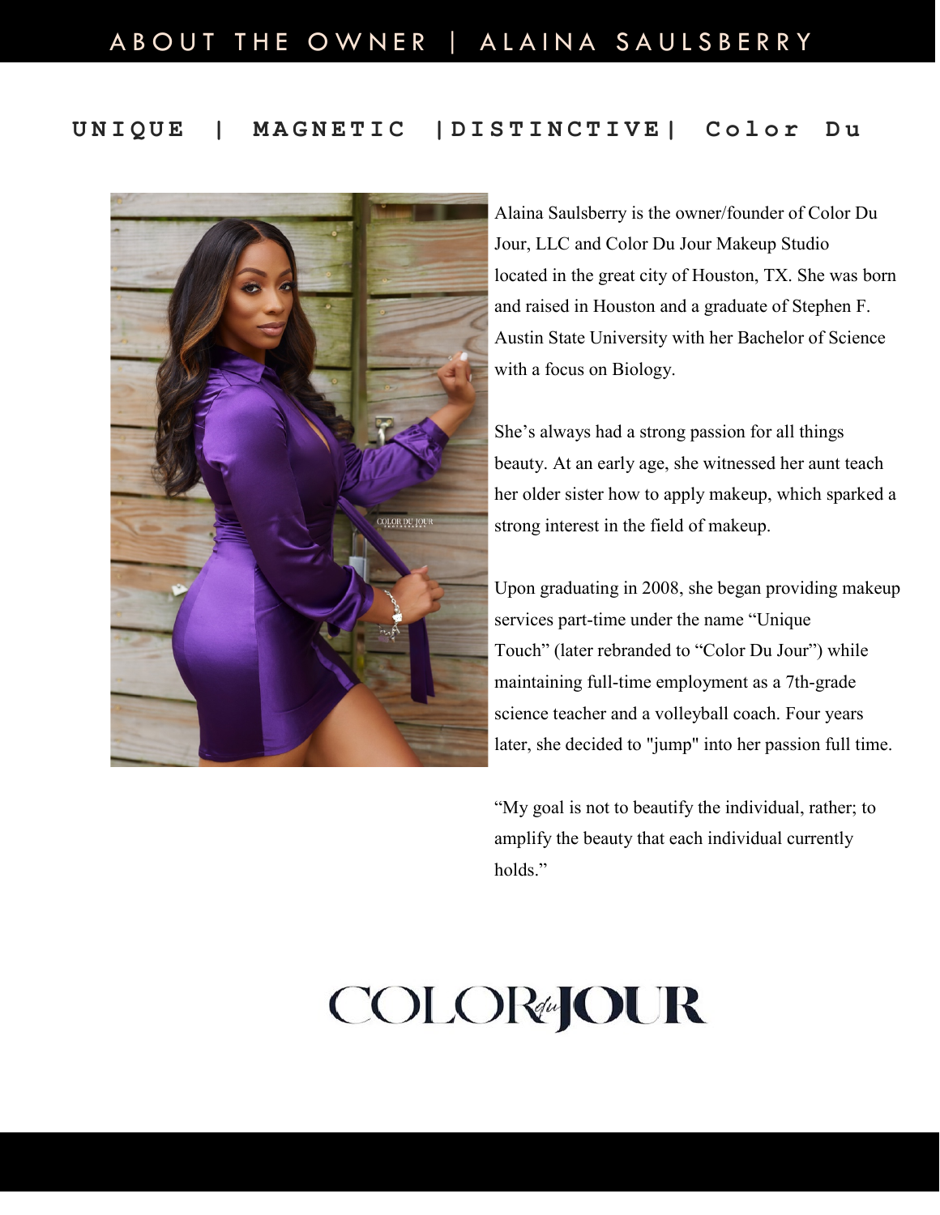# ABOUT THE OWNER | ALAINA SAULSBERRY

**UNIQUE | MAGNETIC |DISTINCTIVE| Color Du**

Alaina Saulsberry is the owner/founder of Color Du Jour, LLC and Color Du Jour Makeup Studio located in the great city of Houston, TX. She was born and raised in Houston and a graduate of Stephen F. Austin State University with her Bachelor of Science with a focus on Biology.

She's always had a strong passion for all things beauty. At an early age, she witnessed her aunt teach her older sister how to apply makeup, which sparked a strong interest in the field of makeup.

Upon graduating in 2008, she began providing makeup services part-time under the name "Unique Touch" (later rebranded to "Color Du Jour") while maintaining full-time employment as a 7th-grade science teacher and a volleyball coach. Four years later, she decided to "jump" into her passion full time.

"My goal is not to beautify the individual, rather; to amplify the beauty that each individual currently holds."

COLOR du JOUR